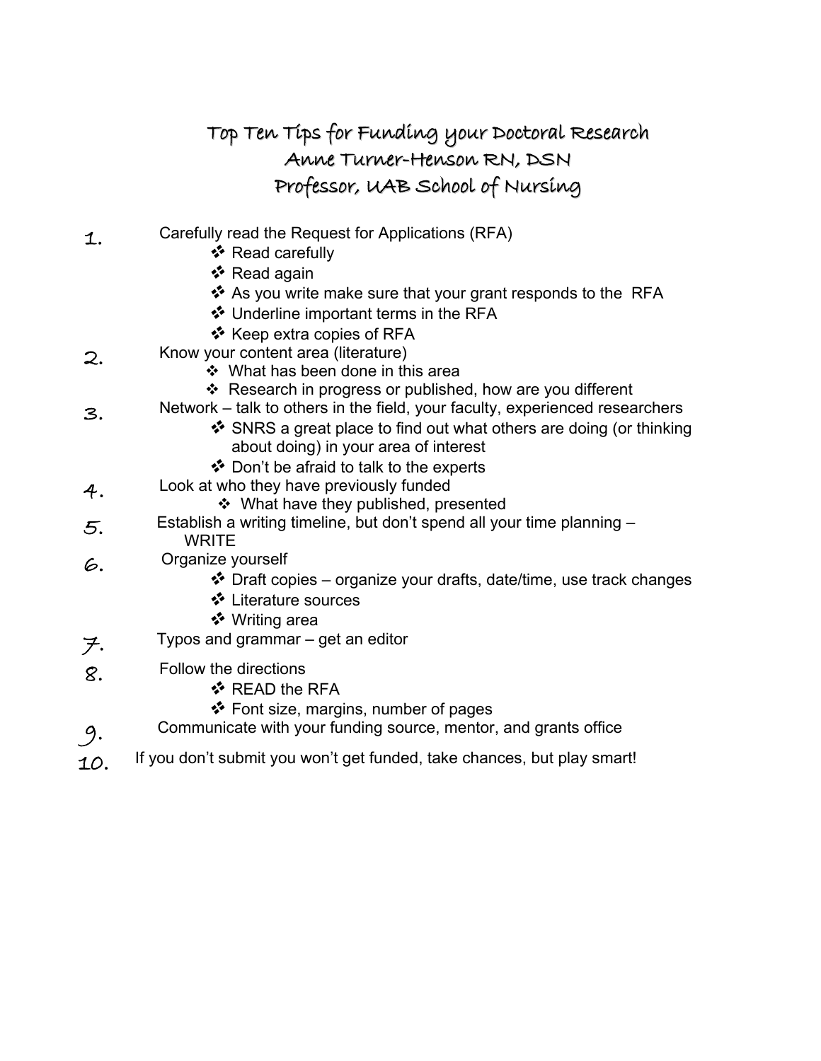# Top Ten Tips for Funding your Doctoral Research

## Anne Turner-Henson RN, DSN

## Professor, UAB School of Nursing

1. Carefully read the Request for Applications (RFA)
   - Read carefully
   - Read again
   - As you write make sure that your grant responds to the RFA
   - Underline important terms in the RFA
   - Keep extra copies of RFA
2. Know your content area (literature)
   - What has been done in this area
   - Research in progress or published, how are you different
3. Network – talk to others in the field, your faculty, experienced researchers
   - SNRS a great place to find out what others are doing (or thinking about doing) in your area of interest
   - Don't be afraid to talk to the experts
4. Look at who they have previously funded
   - What have they published, presented
5. Establish a writing timeline, but don't spend all your time planning – WRITE
6. Organize yourself
   - Draft copies – organize your drafts, date/time, use track changes
   - Literature sources
   - Writing area
7. Typos and grammar – get an editor
8. Follow the directions
   - READ the RFA
   - Font size, margins, number of pages
9. Communicate with your funding source, mentor, and grants office
10. If you don't submit you won't get funded, take chances, but play smart!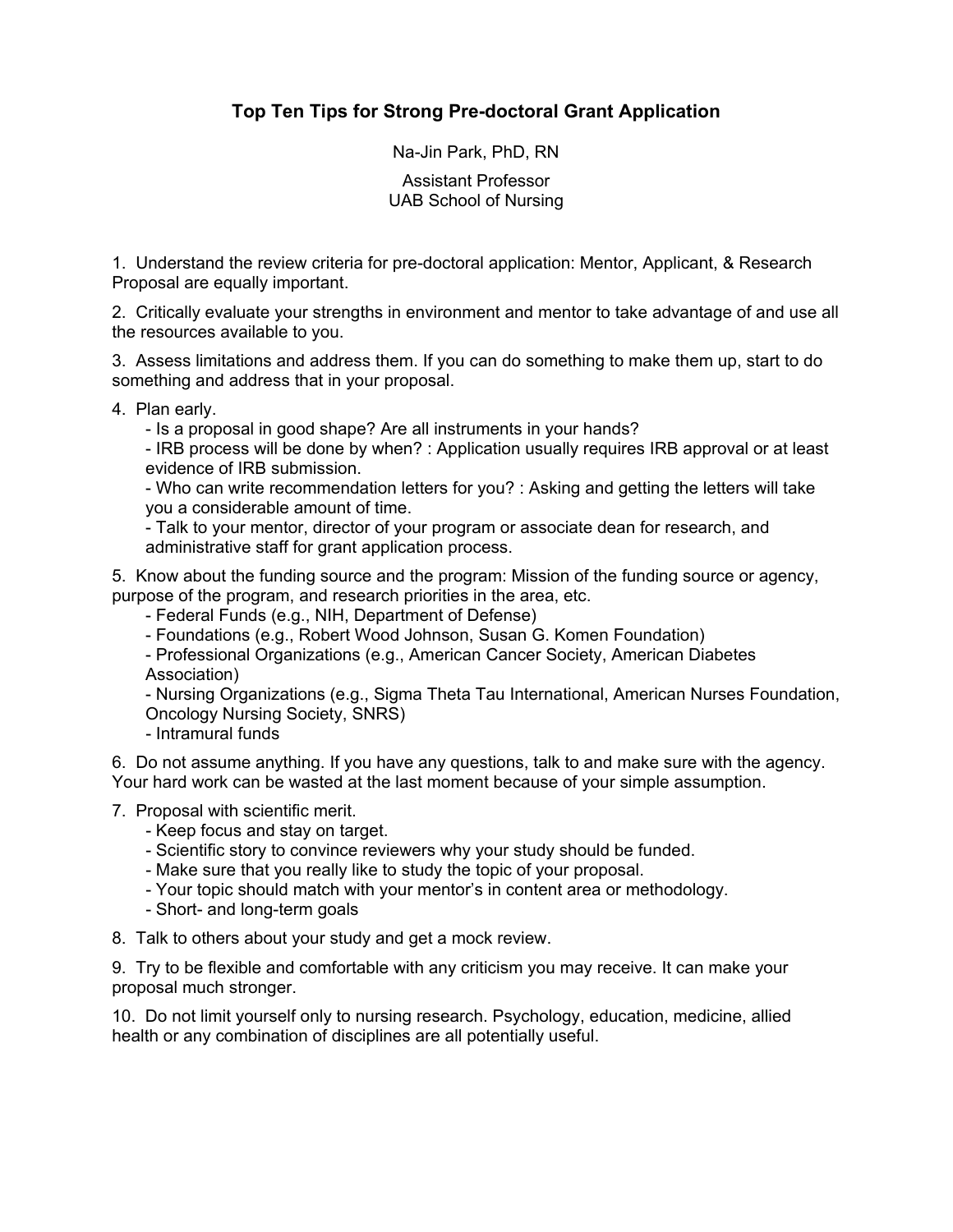# Top Ten Tips for Strong Pre-doctoral Grant Application

Na-Jin Park, PhD, RN

Assistant Professor
UAB School of Nursing

1. Understand the review criteria for pre-doctoral application: Mentor, Applicant, & Research Proposal are equally important.

2. Critically evaluate your strengths in environment and mentor to take advantage of and use all the resources available to you.

3. Assess limitations and address them. If you can do something to make them up, start to do something and address that in your proposal.

4. Plan early.
   - Is a proposal in good shape? Are all instruments in your hands?
   - IRB process will be done by when? : Application usually requires IRB approval or at least evidence of IRB submission.
   - Who can write recommendation letters for you? : Asking and getting the letters will take you a considerable amount of time.
   - Talk to your mentor, director of your program or associate dean for research, and administrative staff for grant application process.

5. Know about the funding source and the program: Mission of the funding source or agency, purpose of the program, and research priorities in the area, etc.
   - Federal Funds (e.g., NIH, Department of Defense)
   - Foundations (e.g., Robert Wood Johnson, Susan G. Komen Foundation)
   - Professional Organizations (e.g., American Cancer Society, American Diabetes Association)
   - Nursing Organizations (e.g., Sigma Theta Tau International, American Nurses Foundation, Oncology Nursing Society, SNRS)
   - Intramural funds

6. Do not assume anything. If you have any questions, talk to and make sure with the agency. Your hard work can be wasted at the last moment because of your simple assumption.

7. Proposal with scientific merit.
   - Keep focus and stay on target.
   - Scientific story to convince reviewers why your study should be funded.
   - Make sure that you really like to study the topic of your proposal.
   - Your topic should match with your mentor's in content area or methodology.
   - Short- and long-term goals

8. Talk to others about your study and get a mock review.

9. Try to be flexible and comfortable with any criticism you may receive. It can make your proposal much stronger.

10. Do not limit yourself only to nursing research. Psychology, education, medicine, allied health or any combination of disciplines are all potentially useful.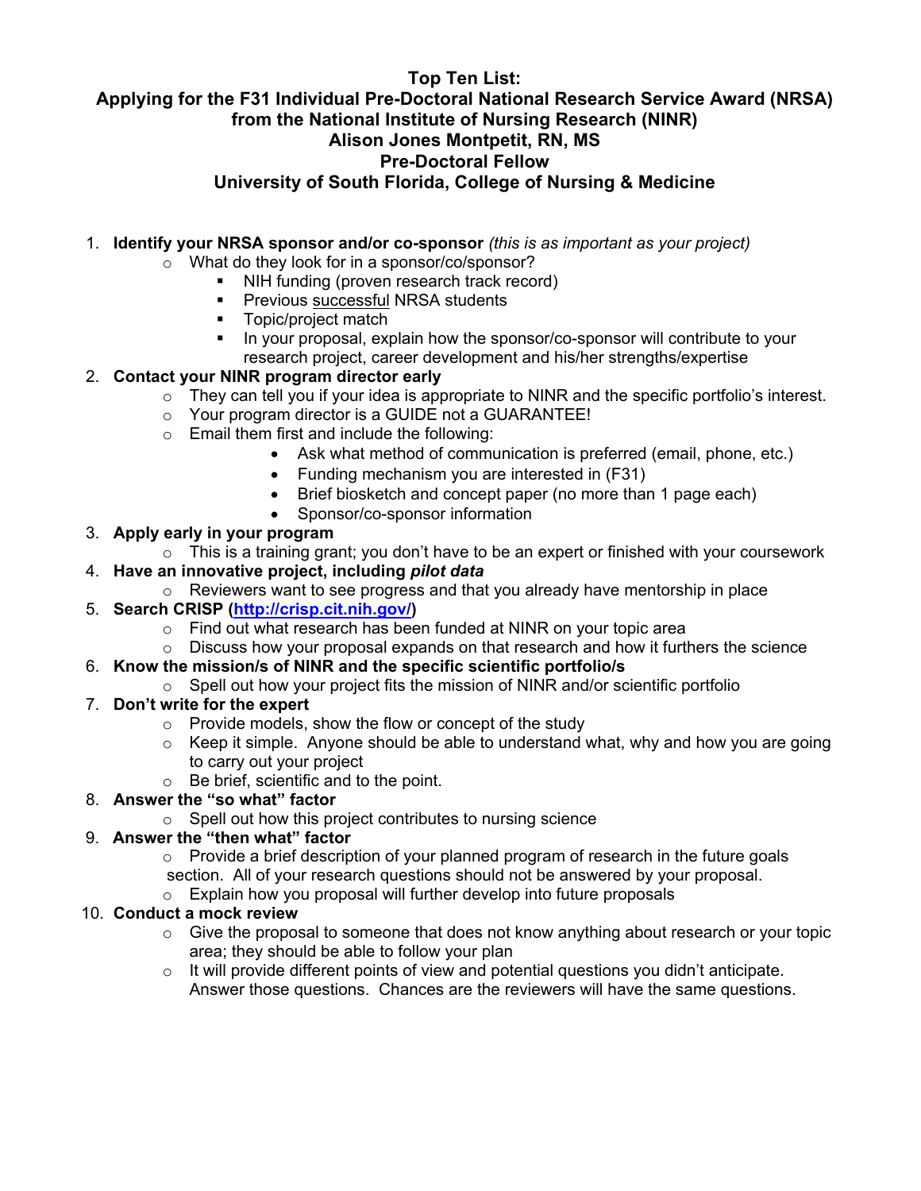# Top Ten List: Applying for the F31 Individual Pre-Doctoral National Research Service Award (NRSA) from the National Institute of Nursing Research (NINR)

**Alison Jones Montpetit, RN, MS**
**Pre-Doctoral Fellow**
**University of South Florida, College of Nursing & Medicine**

1. **Identify your NRSA sponsor and/or co-sponsor** *(this is as important as your project)*
   - What do they look for in a sponsor/co/sponsor?
     - NIH funding (proven research track record)
     - Previous successful NRSA students
     - Topic/project match
     - In your proposal, explain how the sponsor/co-sponsor will contribute to your research project, career development and his/her strengths/expertise
2. **Contact your NINR program director early**
   - They can tell you if your idea is appropriate to NINR and the specific portfolio's interest.
   - Your program director is a GUIDE not a GUARANTEE!
   - Email them first and include the following:
     - Ask what method of communication is preferred (email, phone, etc.)
     - Funding mechanism you are interested in (F31)
     - Brief biosketch and concept paper (no more than 1 page each)
     - Sponsor/co-sponsor information
3. **Apply early in your program**
   - This is a training grant; you don't have to be an expert or finished with your coursework
4. **Have an innovative project, including *pilot data***
   - Reviewers want to see progress and that you already have mentorship in place
5. **Search CRISP ([http://crisp.cit.nih.gov/](http://crisp.cit.nih.gov/))**
   - Find out what research has been funded at NINR on your topic area
   - Discuss how your proposal expands on that research and how it furthers the science
6. **Know the mission/s of NINR and the specific scientific portfolio/s**
   - Spell out how your project fits the mission of NINR and/or scientific portfolio
7. **Don't write for the expert**
   - Provide models, show the flow or concept of the study
   - Keep it simple. Anyone should be able to understand what, why and how you are going to carry out your project
   - Be brief, scientific and to the point.
8. **Answer the "so what" factor**
   - Spell out how this project contributes to nursing science
9. **Answer the "then what" factor**
   - Provide a brief description of your planned program of research in the future goals section. All of your research questions should not be answered by your proposal.
   - Explain how you proposal will further develop into future proposals
10. **Conduct a mock review**
    - Give the proposal to someone that does not know anything about research or your topic area; they should be able to follow your plan
    - It will provide different points of view and potential questions you didn't anticipate. Answer those questions. Chances are the reviewers will have the same questions.